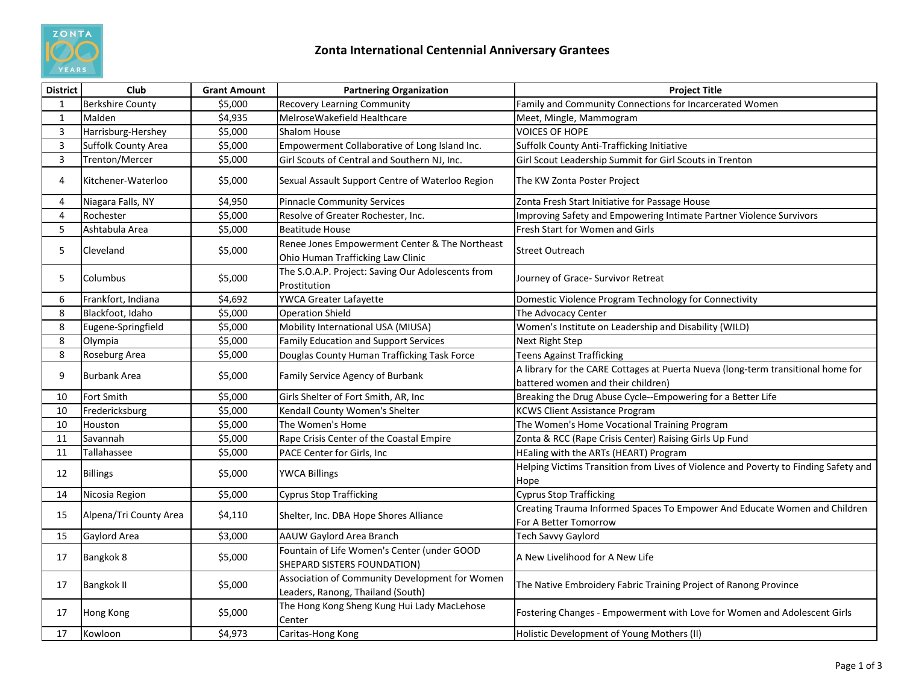# Zonta International Centennial Anniversary Grantees

| District | Club | Grant Amount | Partnering Organization | Project Title |
|---|---|---|---|---|
| 1 | Berkshire County | $5,000 | Recovery Learning Community | Family and Community Connections for Incarcerated Women |
| 1 | Malden | $4,935 | MelroseWakefield Healthcare | Meet, Mingle, Mammogram |
| 3 | Harrisburg-Hershey | $5,000 | Shalom House | VOICES OF HOPE |
| 3 | Suffolk County Area | $5,000 | Empowerment Collaborative of Long Island Inc. | Suffolk County Anti-Trafficking Initiative |
| 3 | Trenton/Mercer | $5,000 | Girl Scouts of Central and Southern NJ, Inc. | Girl Scout Leadership Summit for Girl Scouts in Trenton |
| 4 | Kitchener-Waterloo | $5,000 | Sexual Assault Support Centre of Waterloo Region | The KW Zonta Poster Project |
| 4 | Niagara Falls, NY | $4,950 | Pinnacle Community Services | Zonta Fresh Start Initiative for Passage House |
| 4 | Rochester | $5,000 | Resolve of Greater Rochester, Inc. | Improving Safety and Empowering Intimate Partner Violence Survivors |
| 5 | Ashtabula Area | $5,000 | Beatitude House | Fresh Start for Women and Girls |
| 5 | Cleveland | $5,000 | Renee Jones Empowerment Center & The Northeast Ohio Human Trafficking Law Clinic | Street Outreach |
| 5 | Columbus | $5,000 | The S.O.A.P. Project: Saving Our Adolescents from Prostitution | Journey of Grace- Survivor Retreat |
| 6 | Frankfort, Indiana | $4,692 | YWCA Greater Lafayette | Domestic Violence Program Technology for Connectivity |
| 8 | Blackfoot, Idaho | $5,000 | Operation Shield | The Advocacy Center |
| 8 | Eugene-Springfield | $5,000 | Mobility International USA (MIUSA) | Women's Institute on Leadership and Disability (WILD) |
| 8 | Olympia | $5,000 | Family Education and Support Services | Next Right Step |
| 8 | Roseburg Area | $5,000 | Douglas County Human Trafficking Task Force | Teens Against Trafficking |
| 9 | Burbank Area | $5,000 | Family Service Agency of Burbank | A library for the CARE Cottages at Puerta Nueva (long-term transitional home for battered women and their children) |
| 10 | Fort Smith | $5,000 | Girls Shelter of Fort Smith, AR, Inc | Breaking the Drug Abuse Cycle--Empowering for a Better Life |
| 10 | Fredericksburg | $5,000 | Kendall County Women's Shelter | KCWS Client Assistance Program |
| 10 | Houston | $5,000 | The Women's Home | The Women's Home Vocational Training Program |
| 11 | Savannah | $5,000 | Rape Crisis Center of the Coastal Empire | Zonta & RCC (Rape Crisis Center) Raising Girls Up Fund |
| 11 | Tallahassee | $5,000 | PACE Center for Girls, Inc | HEaling with the ARTs (HEART) Program |
| 12 | Billings | $5,000 | YWCA Billings | Helping Victims Transition from Lives of Violence and Poverty to Finding Safety and Hope |
| 14 | Nicosia Region | $5,000 | Cyprus Stop Trafficking | Cyprus Stop Trafficking |
| 15 | Alpena/Tri County Area | $4,110 | Shelter, Inc. DBA Hope Shores Alliance | Creating Trauma Informed Spaces To Empower And Educate Women and Children For A Better Tomorrow |
| 15 | Gaylord Area | $3,000 | AAUW Gaylord Area Branch | Tech Savvy Gaylord |
| 17 | Bangkok 8 | $5,000 | Fountain of Life Women's Center (under GOOD SHEPARD SISTERS FOUNDATION) | A New Livelihood for A New Life |
| 17 | Bangkok II | $5,000 | Association of Community Development for Women Leaders, Ranong, Thailand (South) | The Native Embroidery Fabric Training Project of Ranong Province |
| 17 | Hong Kong | $5,000 | The Hong Kong Sheng Kung Hui Lady MacLehose Center | Fostering Changes - Empowerment with Love for Women and Adolescent Girls |
| 17 | Kowloon | $4,973 | Caritas-Hong Kong | Holistic Development of Young Mothers (II) |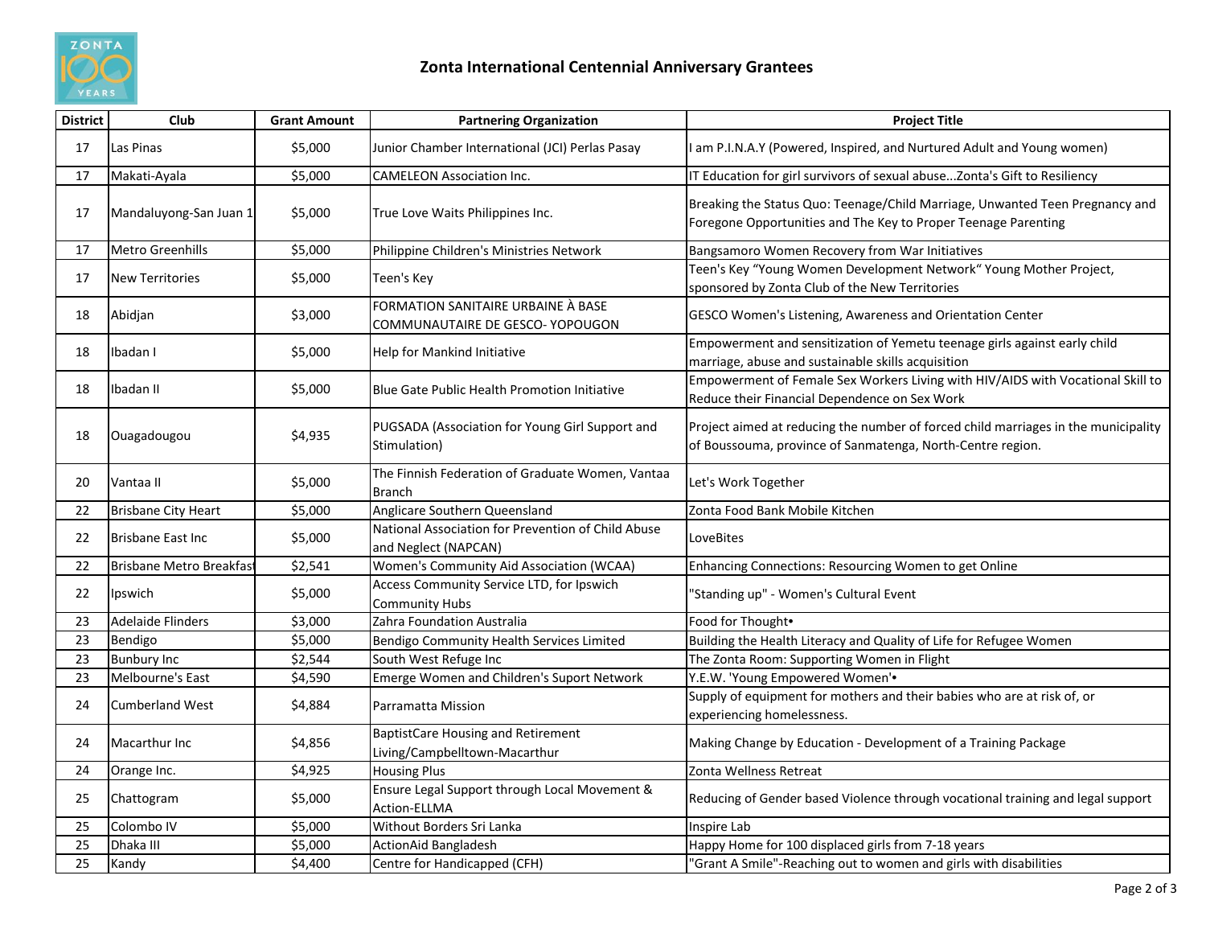# Zonta International Centennial Anniversary Grantees

| District | Club | Grant Amount | Partnering Organization | Project Title |
|---|---|---|---|---|
| 17 | Las Pinas | $5,000 | Junior Chamber International (JCI) Perlas Pasay | I am P.I.N.A.Y (Powered, Inspired, and Nurtured Adult and Young women) |
| 17 | Makati-Ayala | $5,000 | CAMELEON Association Inc. | IT Education for girl survivors of sexual abuse...Zonta's Gift to Resiliency |
| 17 | Mandaluyong-San Juan 1 | $5,000 | True Love Waits Philippines Inc. | Breaking the Status Quo: Teenage/Child Marriage, Unwanted Teen Pregnancy and Foregone Opportunities and The Key to Proper Teenage Parenting |
| 17 | Metro Greenhills | $5,000 | Philippine Children's Ministries Network | Bangsamoro Women Recovery from War Initiatives |
| 17 | New Territories | $5,000 | Teen's Key | Teen's Key “Young Women Development Network“ Young Mother Project, sponsored by Zonta Club of the New Territories |
| 18 | Abidjan | $3,000 | FORMATION SANITAIRE URBAINE À BASE COMMUNAUTAIRE DE GESCO- YOPOUGON | GESCO Women's Listening, Awareness and Orientation Center |
| 18 | Ibadan I | $5,000 | Help for Mankind Initiative | Empowerment and sensitization of Yemetu teenage girls against early child marriage, abuse and sustainable skills acquisition |
| 18 | Ibadan II | $5,000 | Blue Gate Public Health Promotion Initiative | Empowerment of Female Sex Workers Living with HIV/AIDS with Vocational Skill to Reduce their Financial Dependence on Sex Work |
| 18 | Ouagadougou | $4,935 | PUGSADA (Association for Young Girl Support and Stimulation) | Project aimed at reducing the number of forced child marriages in the municipality of Boussouma, province of Sanmatenga, North-Centre region. |
| 20 | Vantaa II | $5,000 | The Finnish Federation of Graduate Women, Vantaa Branch | Let's Work Together |
| 22 | Brisbane City Heart | $5,000 | Anglicare Southern Queensland | Zonta Food Bank Mobile Kitchen |
| 22 | Brisbane East Inc | $5,000 | National Association for Prevention of Child Abuse and Neglect (NAPCAN) | LoveBites |
| 22 | Brisbane Metro Breakfast | $2,541 | Women's Community Aid Association (WCAA) | Enhancing Connections: Resourcing Women to get Online |
| 22 | Ipswich | $5,000 | Access Community Service LTD, for Ipswich Community Hubs | "Standing up" - Women's Cultural Event |
| 23 | Adelaide Flinders | $3,000 | Zahra Foundation Australia | Food for Thought• |
| 23 | Bendigo | $5,000 | Bendigo Community Health Services Limited | Building the Health Literacy and Quality of Life for Refugee Women |
| 23 | Bunbury Inc | $2,544 | South West Refuge Inc | The Zonta Room: Supporting Women in Flight |
| 23 | Melbourne's East | $4,590 | Emerge Women and Children's Suport Network | Y.E.W. 'Young Empowered Women'• |
| 24 | Cumberland West | $4,884 | Parramatta Mission | Supply of equipment for mothers and their babies who are at risk of, or experiencing homelessness. |
| 24 | Macarthur Inc | $4,856 | BaptistCare Housing and Retirement Living/Campbelltown-Macarthur | Making Change by Education - Development of a Training Package |
| 24 | Orange Inc. | $4,925 | Housing Plus | Zonta Wellness Retreat |
| 25 | Chattogram | $5,000 | Ensure Legal Support through Local Movement & Action-ELLMA | Reducing of Gender based Violence through vocational training and legal support |
| 25 | Colombo IV | $5,000 | Without Borders Sri Lanka | Inspire Lab |
| 25 | Dhaka III | $5,000 | ActionAid Bangladesh | Happy Home for 100 displaced girls from 7-18 years |
| 25 | Kandy | $4,400 | Centre for Handicapped (CFH) | "Grant A Smile"-Reaching out to women and girls with disabilities |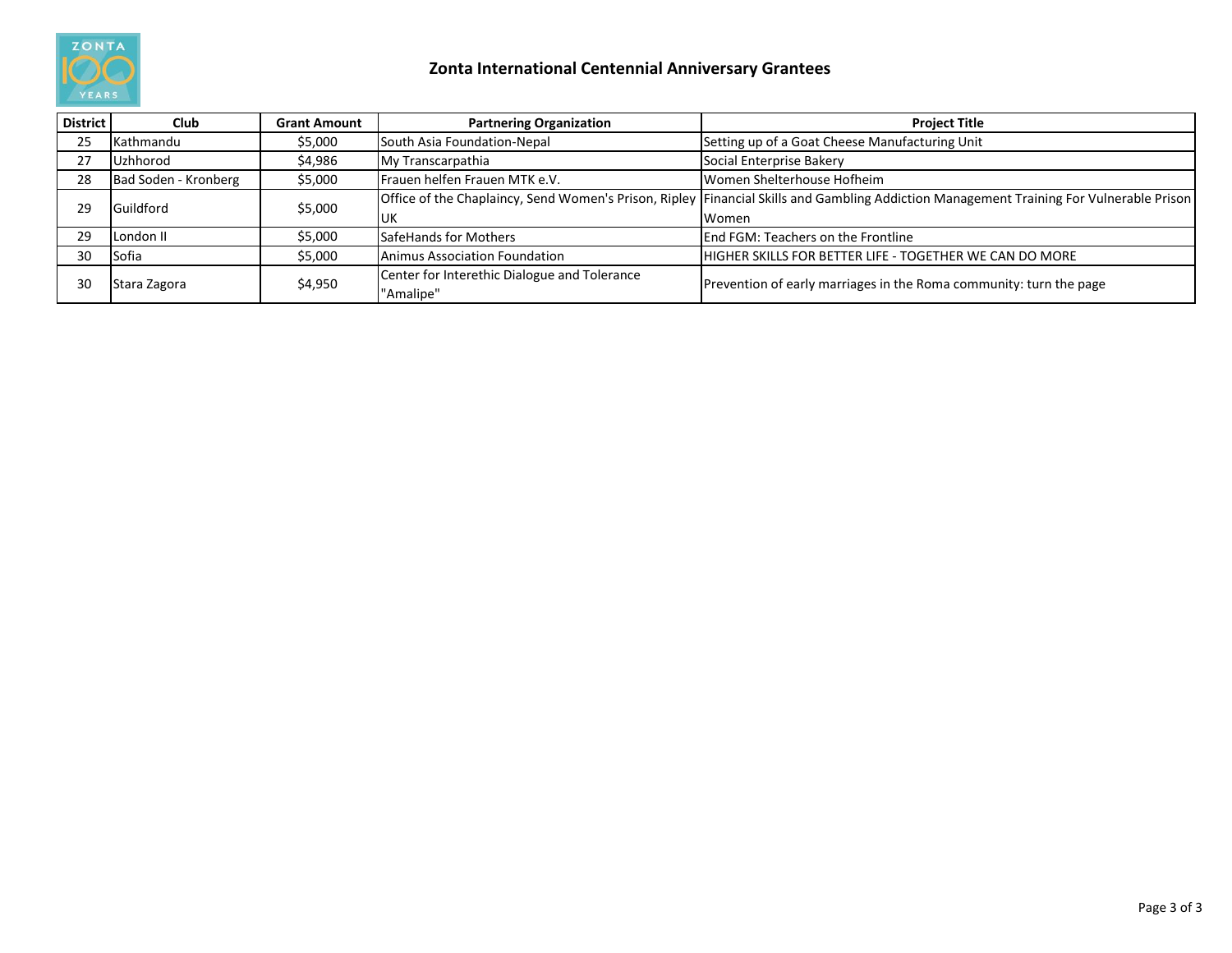# Zonta International Centennial Anniversary Grantees

| District | Club | Grant Amount | Partnering Organization | Project Title |
| --- | --- | --- | --- | --- |
| 25 | Kathmandu | $5,000 | South Asia Foundation-Nepal | Setting up of a Goat Cheese Manufacturing Unit |
| 27 | Uzhhorod | $4,986 | My Transcarpathia | Social Enterprise Bakery |
| 28 | Bad Soden - Kronberg | $5,000 | Frauen helfen Frauen MTK e.V. | Women Shelterhouse Hofheim |
| 29 | Guildford | $5,000 | Office of the Chaplaincy, Send Women's Prison, Ripley UK | Financial Skills and Gambling Addiction Management Training For Vulnerable Prison Women |
| 29 | London II | $5,000 | SafeHands for Mothers | End FGM: Teachers on the Frontline |
| 30 | Sofia | $5,000 | Animus Association Foundation | HIGHER SKILLS FOR BETTER LIFE - TOGETHER WE CAN DO MORE |
| 30 | Stara Zagora | $4,950 | Center for Interethic Dialogue and Tolerance "Amalipe" | Prevention of early marriages in the Roma community: turn the page |